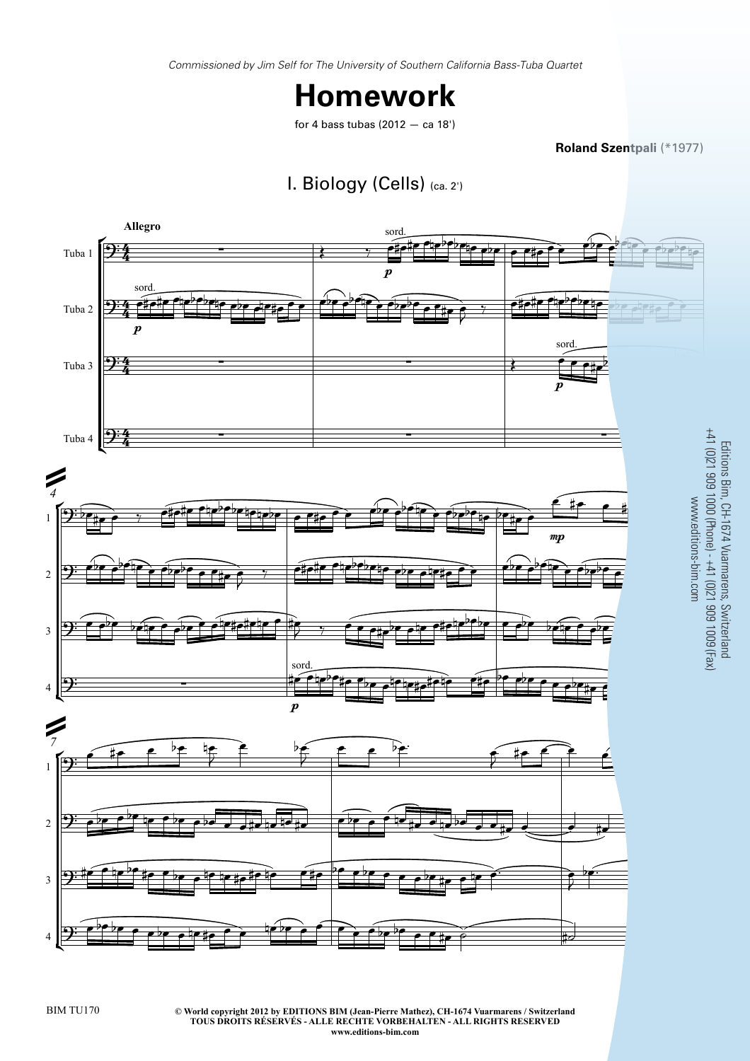*Commissioned by Jim Self for The University of Southern California Bass-Tuba Quartet*

# Homework

for 4 bass tubas (2012 — ca 18')

**Roland Szentpali** (*1977)

## I. Biology (Cells) (ca. 2')

**Allegro**

Tuba 1

Tuba 2

Tuba 3

Tuba 4

sord.

*p*

*mp*

Editions Bim, CH-1674 Vuarmarens, Switzerland
+41 (0)21 909 1000 (Phone) - +41 (0)21 909 1009 (Fax)
www.editions-bim.com

BIM TU170

**© World copyright 2012 by EDITIONS BIM (Jean-Pierre Mathez), CH-1674 Vuarmarens / Switzerland**
**TOUS DROITS RÉSERVÉS - ALLE RECHTE VORBEHALTEN - ALL RIGHTS RESERVED**
**www.editions-bim.com**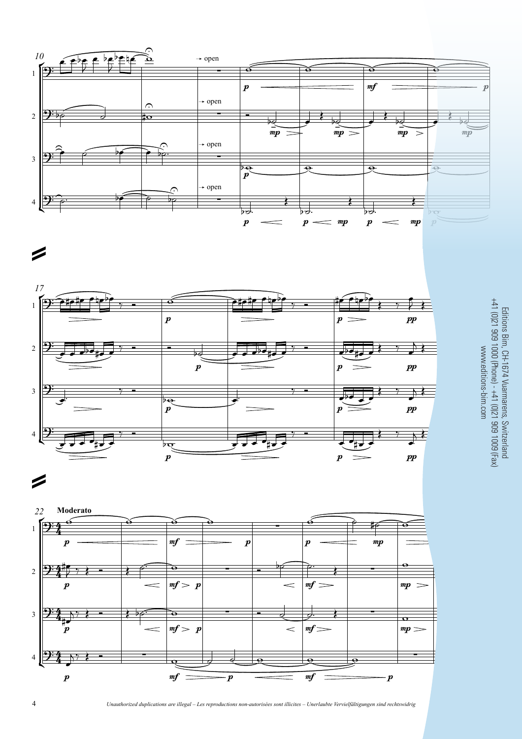Editions Bim, CH-1674 Vuarmarens, Switzerland
+41 (0)21 909 1000 (Phone) - +41 (0)21 909 1009 (Fax)
www.editions-bim.com

*Unauthorized duplications are illegal – Les reproductions non-autorisées sont illicites – Unerlaubte Vervielfältigungen sind rechtswidrig*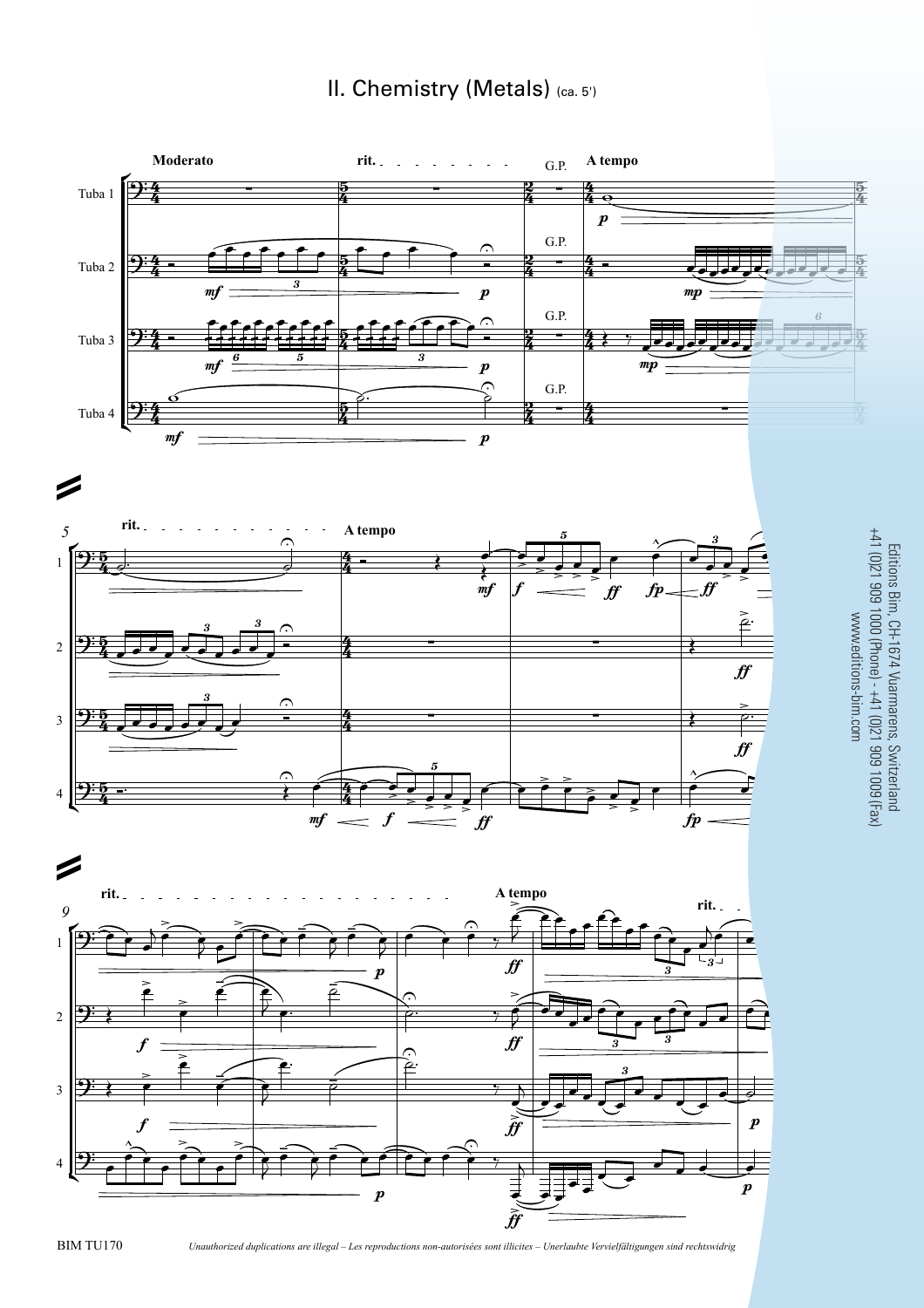## II. Chemistry (Metals) (ca. 5')

Editions Bim, CH-1674 Vuarmarens, Switzerland
+41 (0)21 909 1000 (Phone) - +41 (0)21 909 1009 (Fax)
www.editions-bim.com

BIM TU170

*Unauthorized duplications are illegal – Les reproductions non-autorisées sont illicites – Unerlaubte Vervielfältigungen sind rechtswidrig*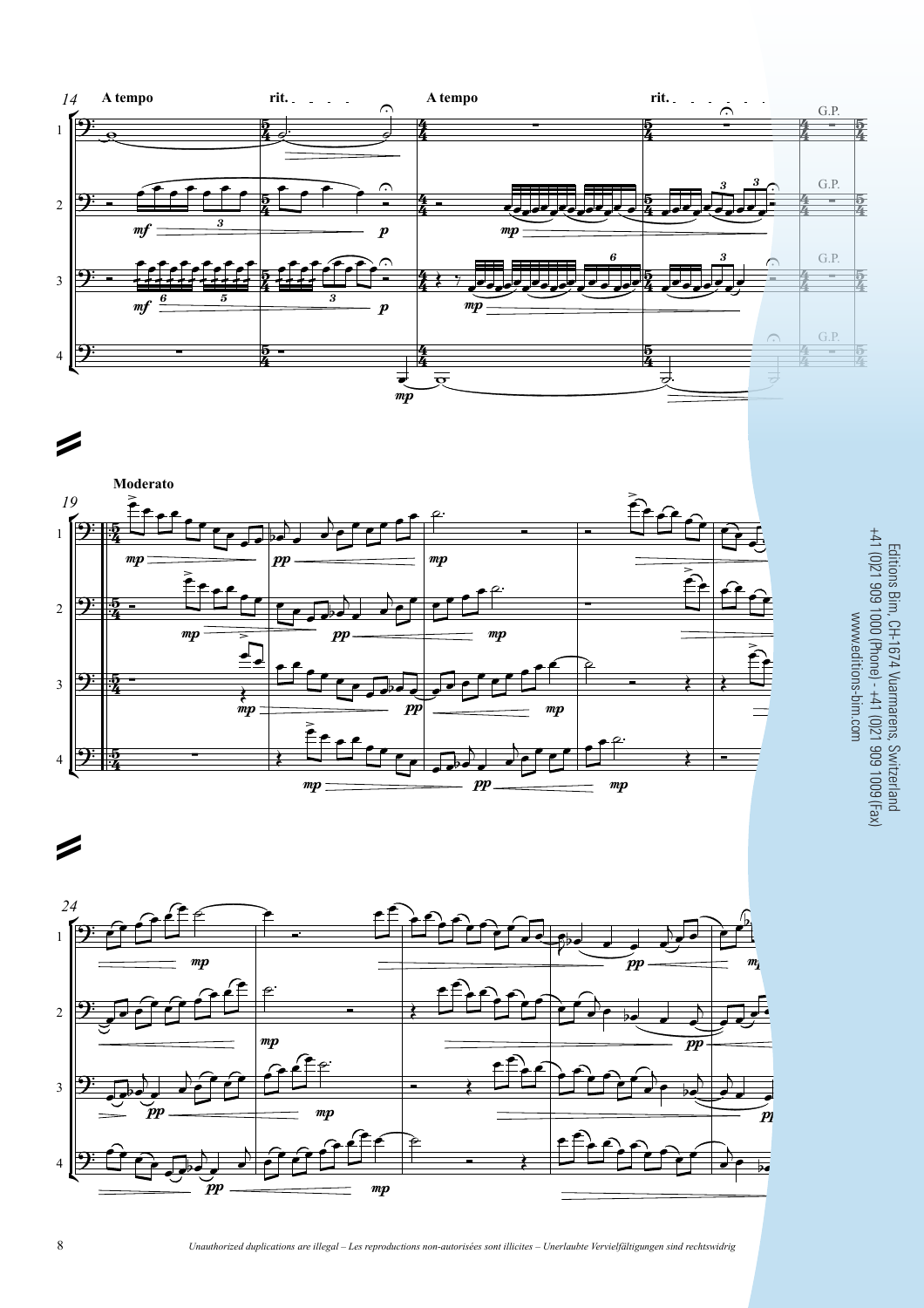A tempo — rit. — A tempo — rit. — G.P.

**Moderato**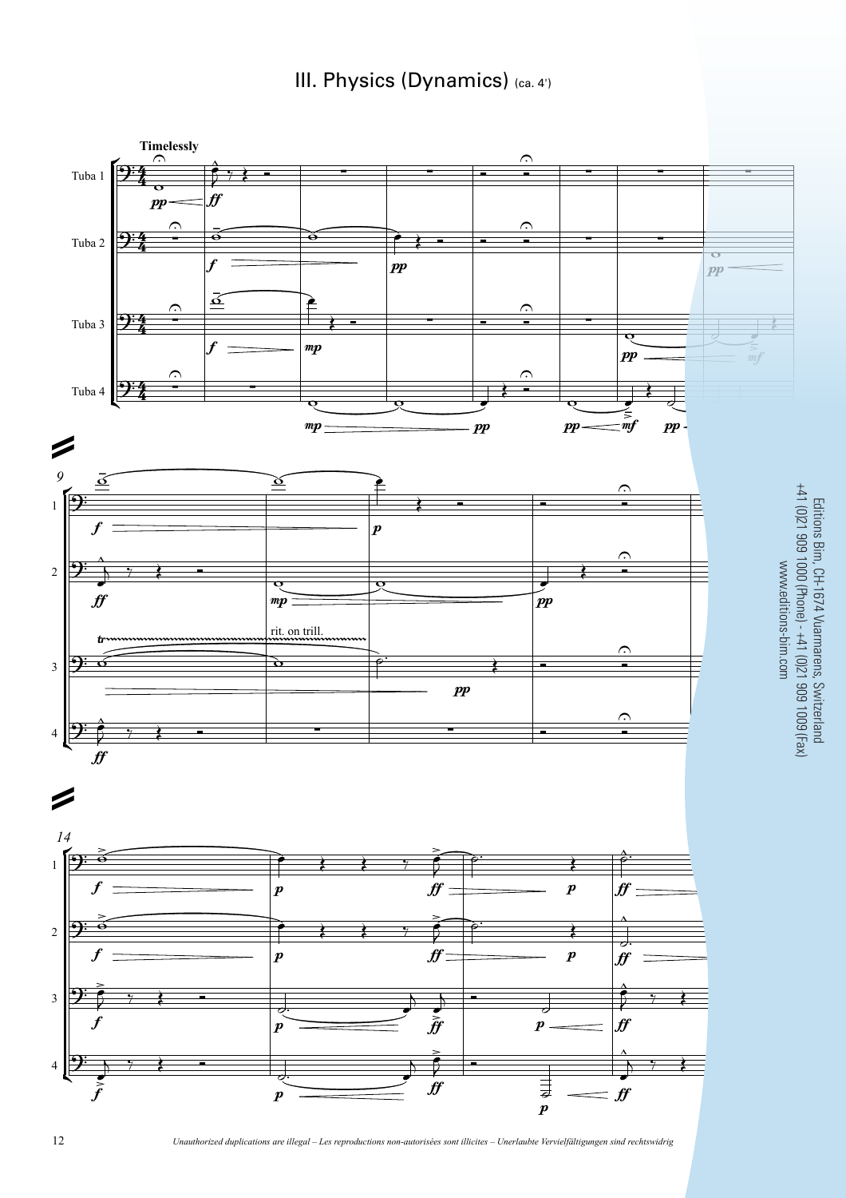# III. Physics (Dynamics) (ca. 4')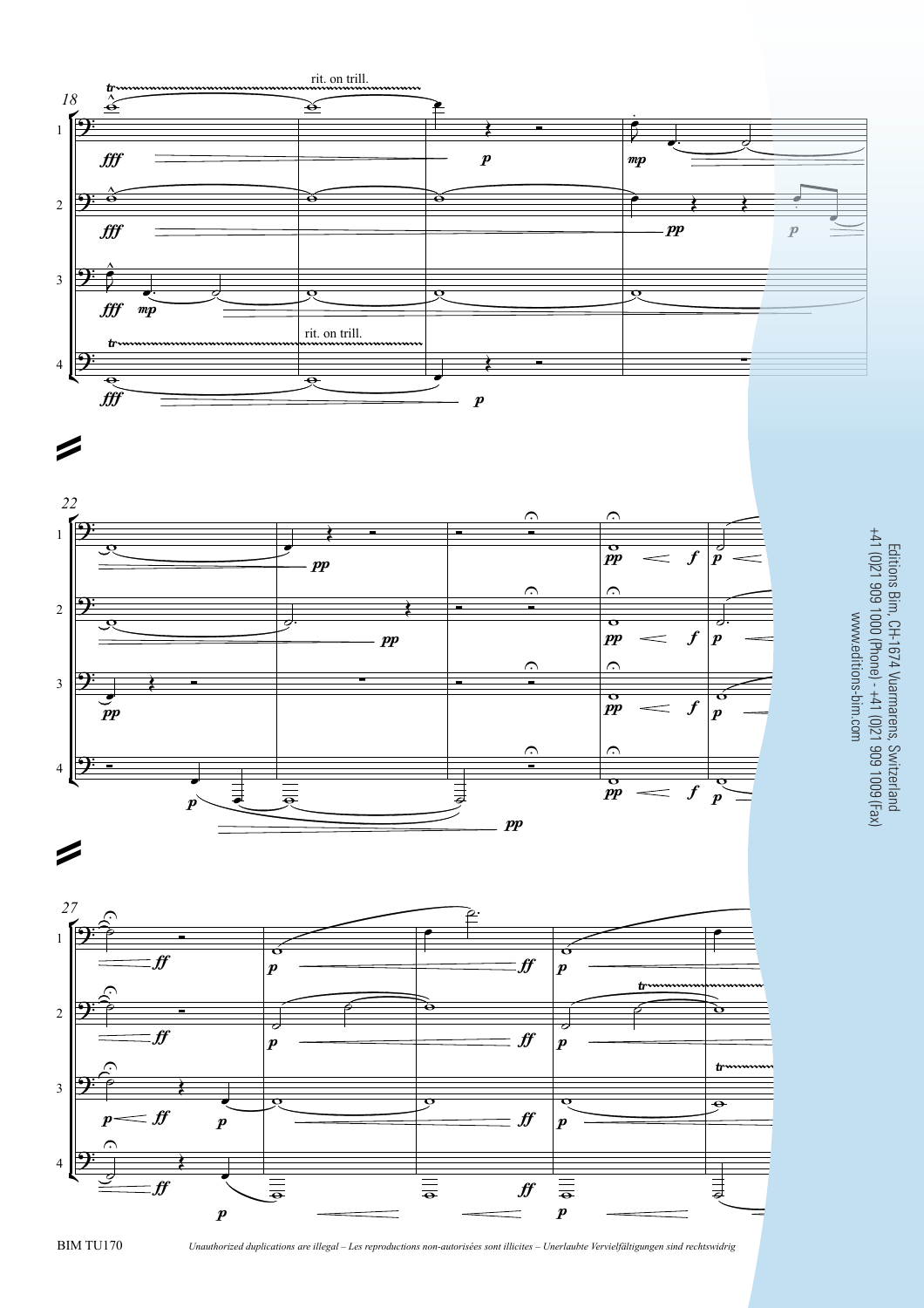Editions Bim, CH-1674 Vuarmarens, Switzerland
+41 (0)21 909 1000 (Phone) - +41 (0)21 909 1009 (Fax)
www.editions-bim.com

*Unauthorized duplications are illegal – Les reproductions non-autorisées sont illicites – Unerlaubte Vervielfältigungen sind rechtswidrig*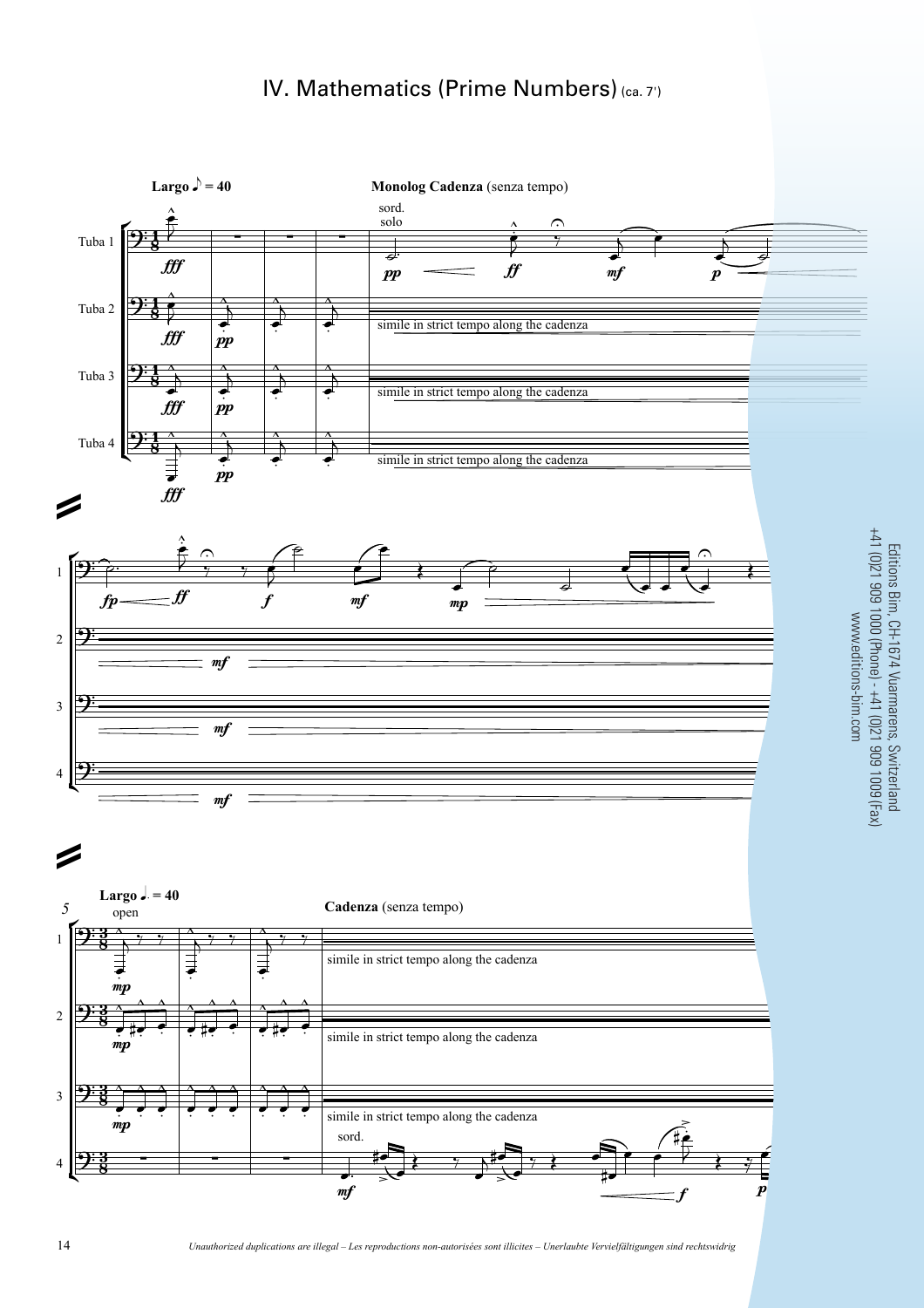# IV. Mathematics (Prime Numbers) (ca. 7')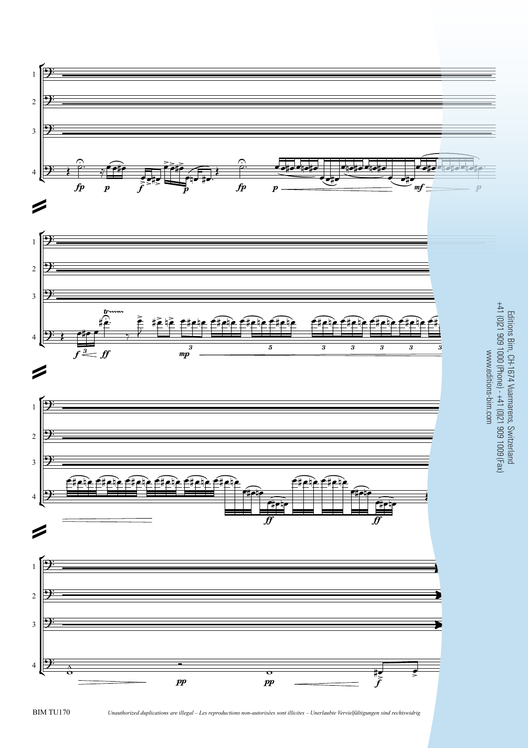Editions Bim, CH-1674 Vuarmarens, Switzerland
+41 (0)21 909 1000 (Phone) - +41 (0)21 909 1009 (Fax)
www.editions-bim.com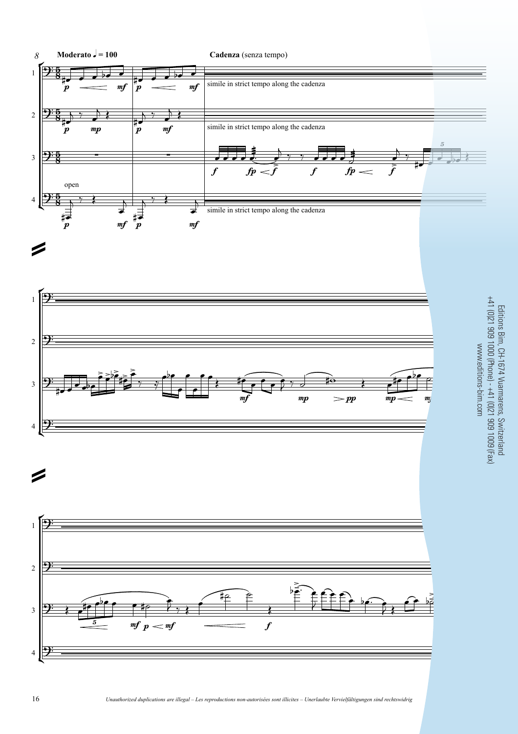**Moderato** ♩ = 100

**Cadenza** (senza tempo)

simile in strict tempo along the cadenza

simile in strict tempo along the cadenza

open

simile in strict tempo along the cadenza

Editions Bim, CH-1674 Vuarmarens, Switzerland
+41 (0)21 909 1000 (Phone) - +41 (0)21 909 1009 (Fax)
www.editions-bim.com

*Unauthorized duplications are illegal – Les reproductions non-autorisées sont illicites – Unerlaubte Vervielfältigungen sind rechtswidrig*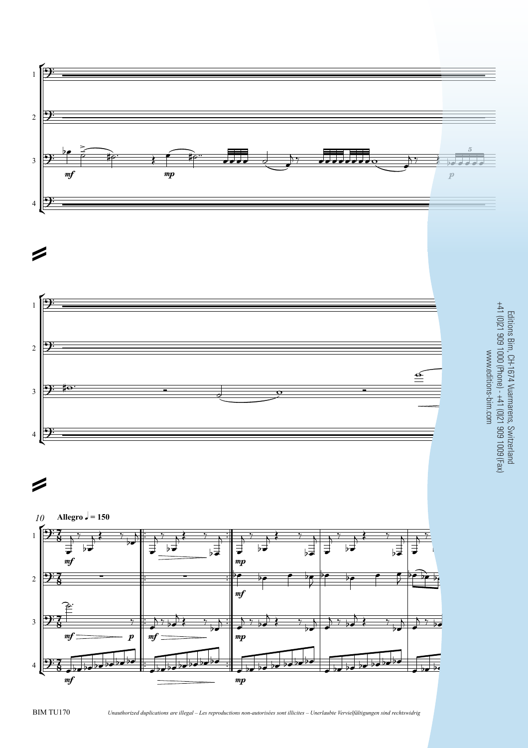Editions Bim, CH-1674 Vuarmarens, Switzerland
+41 (0)21 909 1000 (Phone) - +41 (0)21 909 1009 (Fax)
www.editions-bim.com

BIM TU170

*Unauthorized duplications are illegal – Les reproductions non-autorisées sont illicites – Unerlaubte Vervielfältigungen sind rechtswidrig*